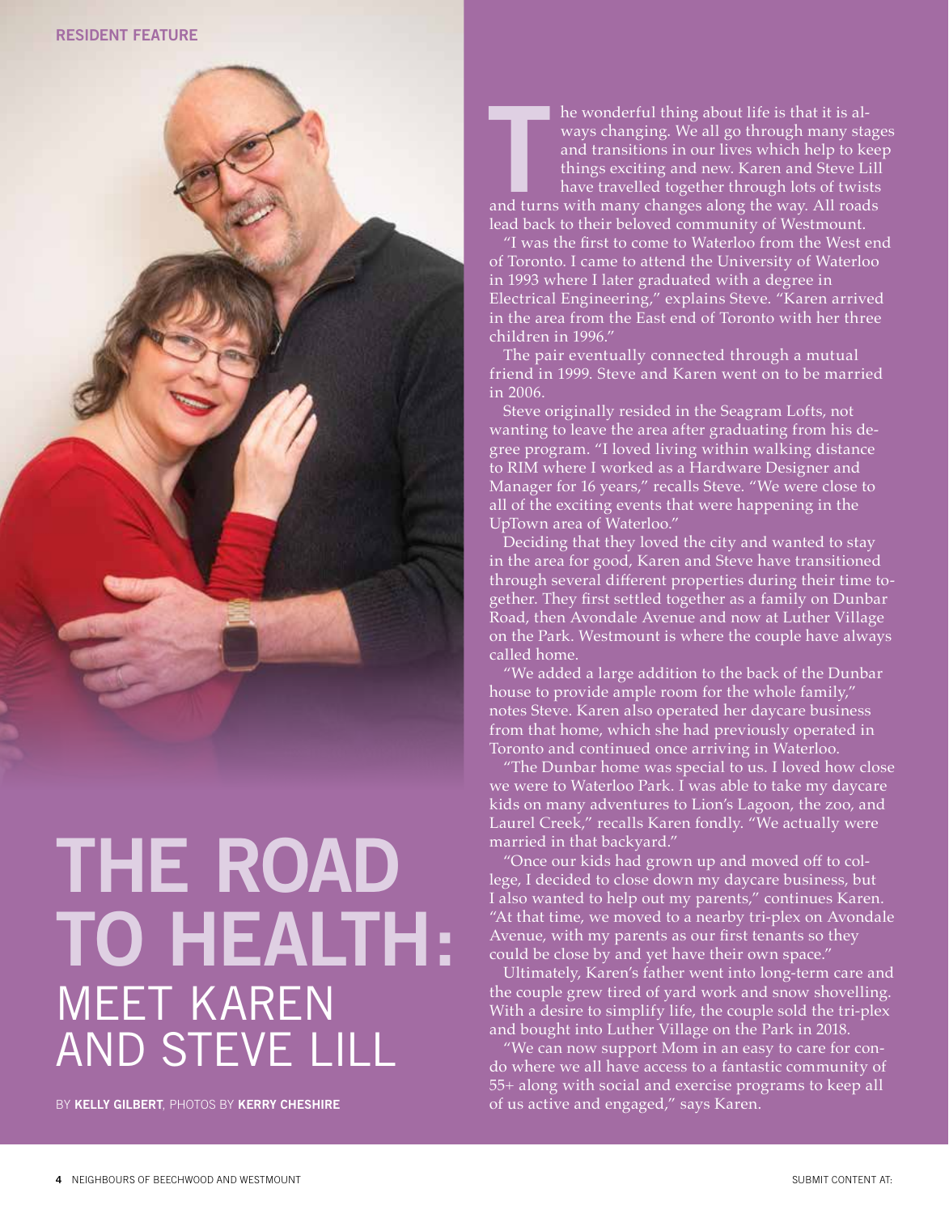RESIDENT FEATURE

# THE ROAD TO HEALTH: MEET KAREN AND STEVE LILL

BY **KELLY GILBERT**, PHOTOS BY **KERRY CHESHIRE**

The wonderful thing about life is that it is always changing. We all go through many stages and transitions in our lives which help to keep things exciting and new. Karen and Steve Lill have travelled together through lots of twists and turns with many changes along the way. All roads lead back to their beloved community of Westmount.

"I was the first to come to Waterloo from the West end of Toronto. I came to attend the University of Waterloo in 1993 where I later graduated with a degree in Electrical Engineering," explains Steve. "Karen arrived in the area from the East end of Toronto with her three children in 1996."

The pair eventually connected through a mutual friend in 1999. Steve and Karen went on to be married in 2006.

Steve originally resided in the Seagram Lofts, not wanting to leave the area after graduating from his degree program. "I loved living within walking distance to RIM where I worked as a Hardware Designer and Manager for 16 years," recalls Steve. "We were close to all of the exciting events that were happening in the UpTown area of Waterloo."

Deciding that they loved the city and wanted to stay in the area for good, Karen and Steve have transitioned through several different properties during their time together. They first settled together as a family on Dunbar Road, then Avondale Avenue and now at Luther Village on the Park. Westmount is where the couple have always called home.

"We added a large addition to the back of the Dunbar house to provide ample room for the whole family," notes Steve. Karen also operated her daycare business from that home, which she had previously operated in Toronto and continued once arriving in Waterloo.

"The Dunbar home was special to us. I loved how close we were to Waterloo Park. I was able to take my daycare kids on many adventures to Lion's Lagoon, the zoo, and Laurel Creek," recalls Karen fondly. "We actually were married in that backyard."

"Once our kids had grown up and moved off to college, I decided to close down my daycare business, but I also wanted to help out my parents," continues Karen. "At that time, we moved to a nearby tri-plex on Avondale Avenue, with my parents as our first tenants so they could be close by and yet have their own space."

Ultimately, Karen's father went into long-term care and the couple grew tired of yard work and snow shovelling. With a desire to simplify life, the couple sold the tri-plex and bought into Luther Village on the Park in 2018.

"We can now support Mom in an easy to care for condo where we all have access to a fantastic community of 55+ along with social and exercise programs to keep all of us active and engaged," says Karen.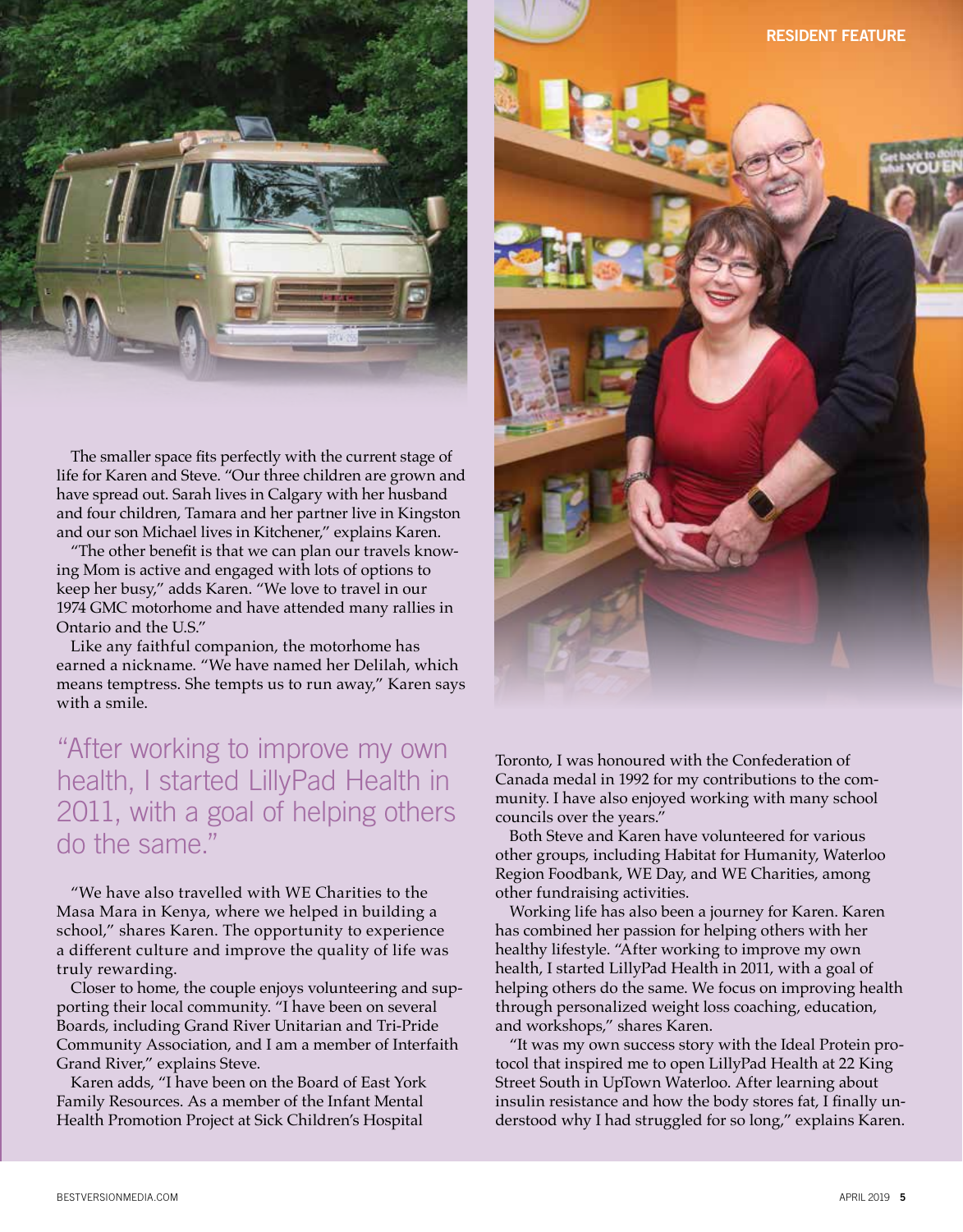The smaller space fits perfectly with the current stage of life for Karen and Steve. "Our three children are grown and have spread out. Sarah lives in Calgary with her husband and four children, Tamara and her partner live in Kingston and our son Michael lives in Kitchener," explains Karen.

"The other benefit is that we can plan our travels knowing Mom is active and engaged with lots of options to keep her busy," adds Karen. "We love to travel in our 1974 GMC motorhome and have attended many rallies in Ontario and the U.S."

Like any faithful companion, the motorhome has earned a nickname. "We have named her Delilah, which means temptress. She tempts us to run away," Karen says with a smile.

> "After working to improve my own health, I started LillyPad Health in 2011, with a goal of helping others do the same."

"We have also travelled with WE Charities to the Masa Mara in Kenya, where we helped in building a school," shares Karen. The opportunity to experience a different culture and improve the quality of life was truly rewarding.

Closer to home, the couple enjoys volunteering and supporting their local community. "I have been on several Boards, including Grand River Unitarian and Tri-Pride Community Association, and I am a member of Interfaith Grand River," explains Steve.

Karen adds, "I have been on the Board of East York Family Resources. As a member of the Infant Mental Health Promotion Project at Sick Children's Hospital Toronto, I was honoured with the Confederation of Canada medal in 1992 for my contributions to the community. I have also enjoyed working with many school councils over the years."

Both Steve and Karen have volunteered for various other groups, including Habitat for Humanity, Waterloo Region Foodbank, WE Day, and WE Charities, among other fundraising activities.

Working life has also been a journey for Karen. Karen has combined her passion for helping others with her healthy lifestyle. "After working to improve my own health, I started LillyPad Health in 2011, with a goal of helping others do the same. We focus on improving health through personalized weight loss coaching, education, and workshops," shares Karen.

"It was my own success story with the Ideal Protein protocol that inspired me to open LillyPad Health at 22 King Street South in UpTown Waterloo. After learning about insulin resistance and how the body stores fat, I finally understood why I had struggled for so long," explains Karen.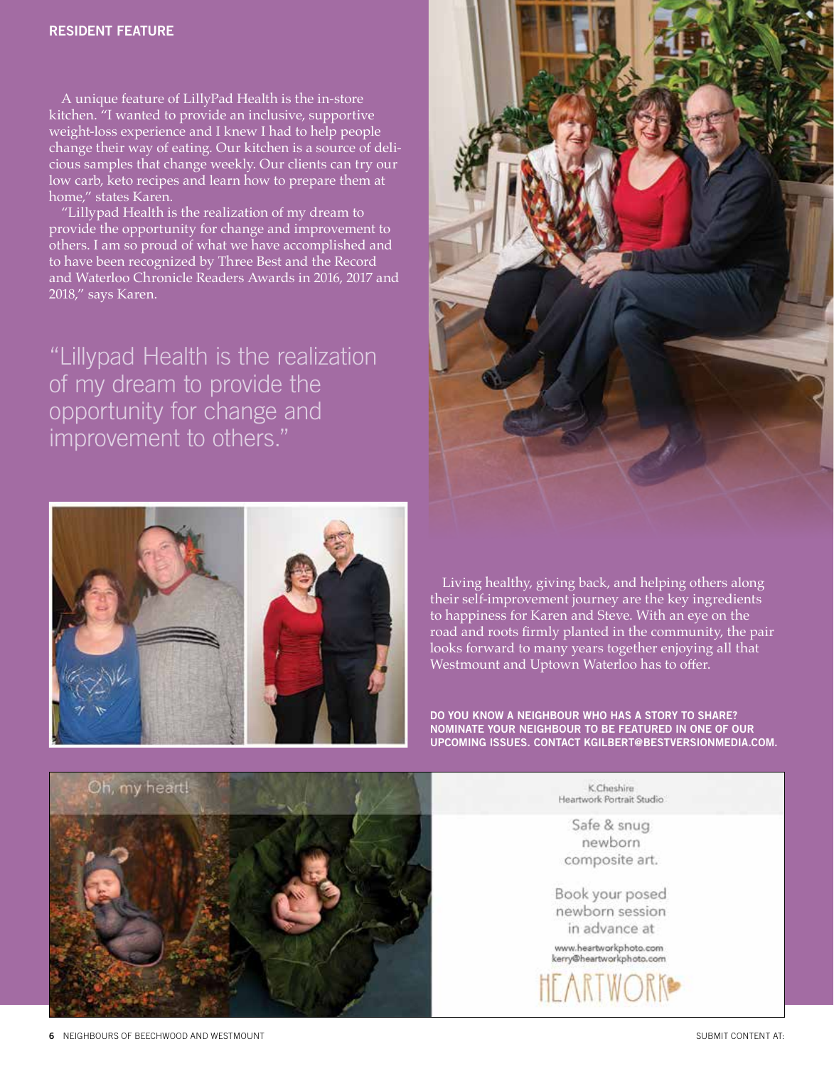## RESIDENT FEATURE

A unique feature of LillyPad Health is the in-store kitchen. "I wanted to provide an inclusive, supportive weight-loss experience and I knew I had to help people change their way of eating. Our kitchen is a source of delicious samples that change weekly. Our clients can try our low carb, keto recipes and learn how to prepare them at home," states Karen.

"Lillypad Health is the realization of my dream to provide the opportunity for change and improvement to others. I am so proud of what we have accomplished and to have been recognized by Three Best and the Record and Waterloo Chronicle Readers Awards in 2016, 2017 and 2018," says Karen.

> "Lillypad Health is the realization of my dream to provide the opportunity for change and improvement to others."

Living healthy, giving back, and helping others along their self-improvement journey are the key ingredients to happiness for Karen and Steve. With an eye on the road and roots firmly planted in the community, the pair looks forward to many years together enjoying all that Westmount and Uptown Waterloo has to offer.

**DO YOU KNOW A NEIGHBOUR WHO HAS A STORY TO SHARE? NOMINATE YOUR NEIGHBOUR TO BE FEATURED IN ONE OF OUR UPCOMING ISSUES. CONTACT KGILBERT@BESTVERSIONMEDIA.COM.**

Oh, my heart!

K.Cheshire
Heartwork Portrait Studio

Safe & snug newborn composite art.

Book your posed newborn session in advance at

www.heartworkphoto.com
kerry@heartworkphoto.com

HEARTWORK